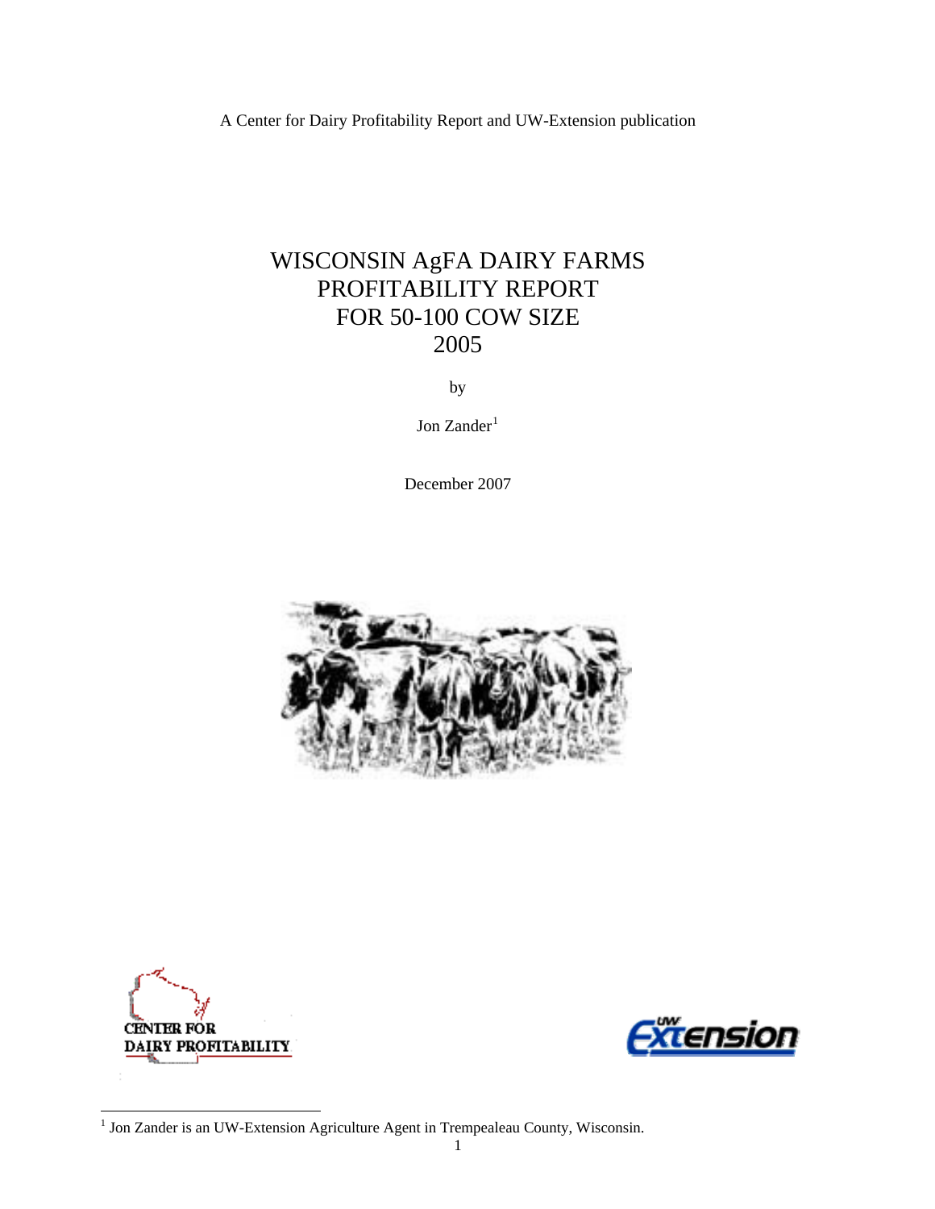A Center for Dairy Profitability Report and UW-Extension publication

# WISCONSIN AgFA DAIRY FARMS PROFITABILITY REPORT FOR 50-100 COW SIZE 2005

by

Jon Zander[1]

December 2007

CENTER FOR DAIRY PROFITABILITY

UW Extension

[1] Jon Zander is an UW-Extension Agriculture Agent in Trempealeau County, Wisconsin.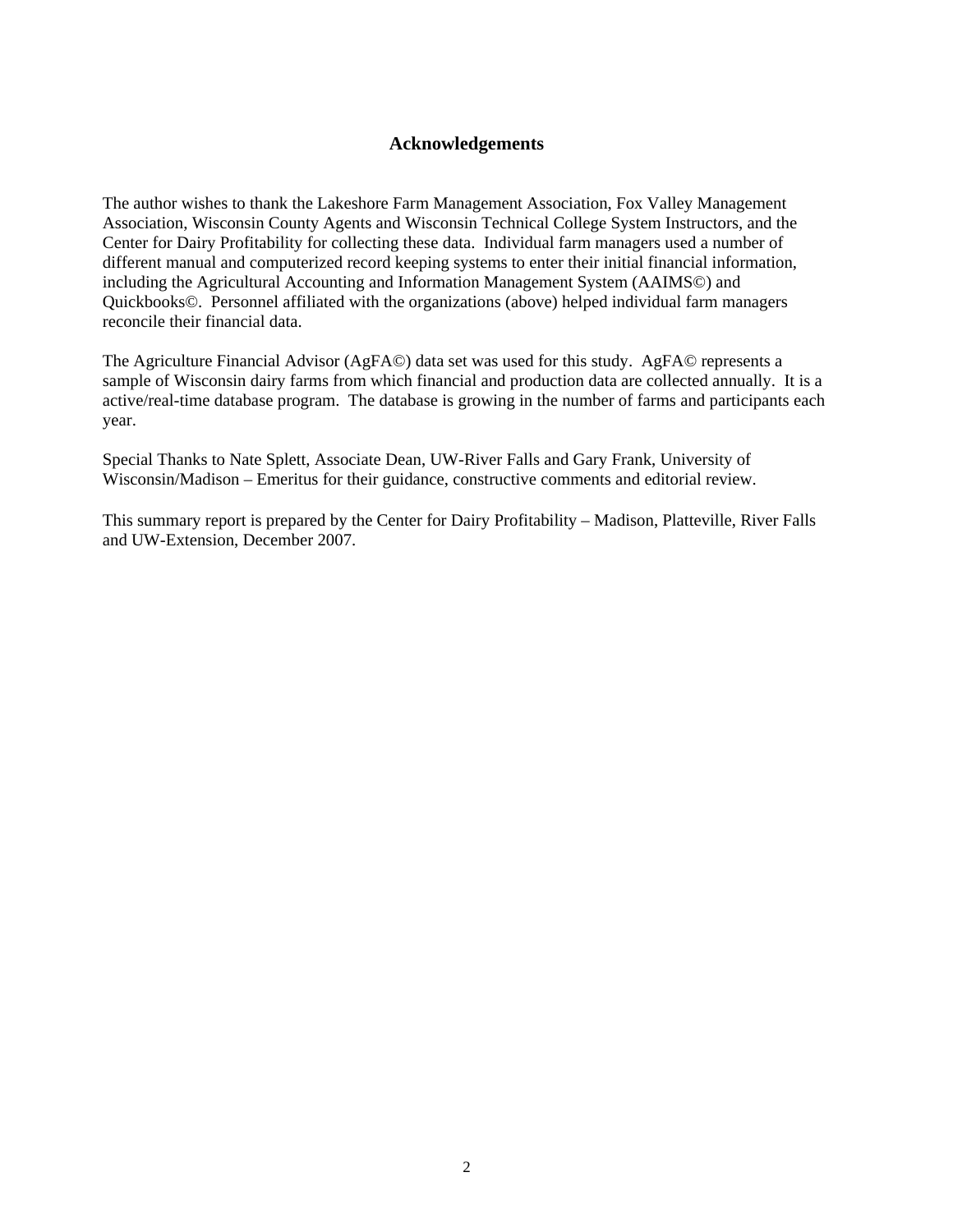## Acknowledgements

The author wishes to thank the Lakeshore Farm Management Association, Fox Valley Management Association, Wisconsin County Agents and Wisconsin Technical College System Instructors, and the Center for Dairy Profitability for collecting these data. Individual farm managers used a number of different manual and computerized record keeping systems to enter their initial financial information, including the Agricultural Accounting and Information Management System (AAIMS©) and Quickbooks©. Personnel affiliated with the organizations (above) helped individual farm managers reconcile their financial data.

The Agriculture Financial Advisor (AgFA©) data set was used for this study. AgFA© represents a sample of Wisconsin dairy farms from which financial and production data are collected annually. It is a active/real-time database program. The database is growing in the number of farms and participants each year.

Special Thanks to Nate Splett, Associate Dean, UW-River Falls and Gary Frank, University of Wisconsin/Madison – Emeritus for their guidance, constructive comments and editorial review.

This summary report is prepared by the Center for Dairy Profitability – Madison, Platteville, River Falls and UW-Extension, December 2007.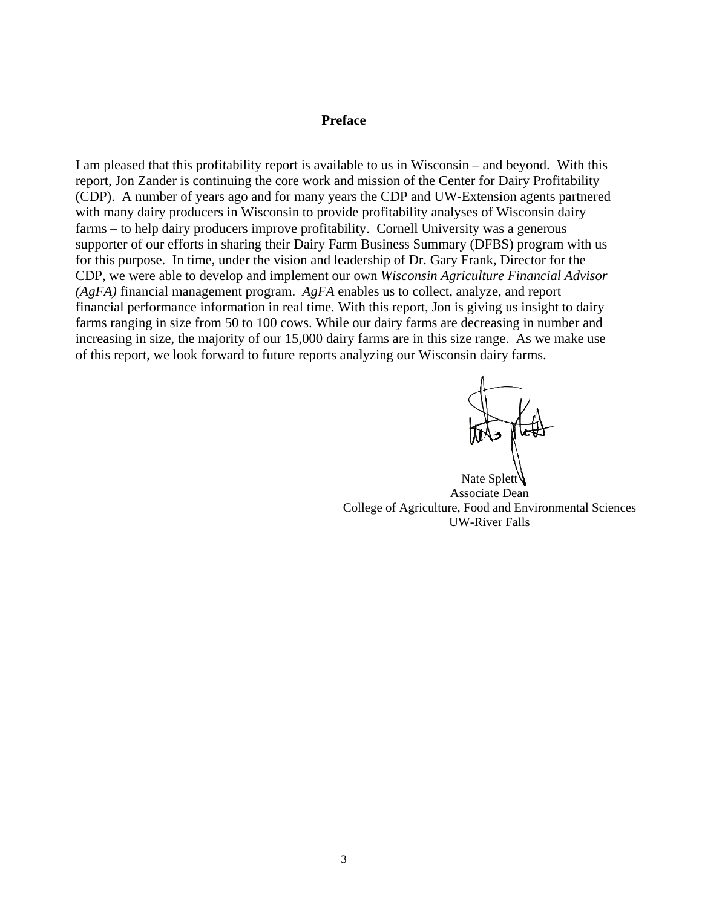## Preface

I am pleased that this profitability report is available to us in Wisconsin – and beyond. With this report, Jon Zander is continuing the core work and mission of the Center for Dairy Profitability (CDP). A number of years ago and for many years the CDP and UW-Extension agents partnered with many dairy producers in Wisconsin to provide profitability analyses of Wisconsin dairy farms – to help dairy producers improve profitability. Cornell University was a generous supporter of our efforts in sharing their Dairy Farm Business Summary (DFBS) program with us for this purpose. In time, under the vision and leadership of Dr. Gary Frank, Director for the CDP, we were able to develop and implement our own *Wisconsin Agriculture Financial Advisor (AgFA)* financial management program. *AgFA* enables us to collect, analyze, and report financial performance information in real time. With this report, Jon is giving us insight to dairy farms ranging in size from 50 to 100 cows. While our dairy farms are decreasing in number and increasing in size, the majority of our 15,000 dairy farms are in this size range. As we make use of this report, we look forward to future reports analyzing our Wisconsin dairy farms.

Nate Splett
Associate Dean
College of Agriculture, Food and Environmental Sciences
UW-River Falls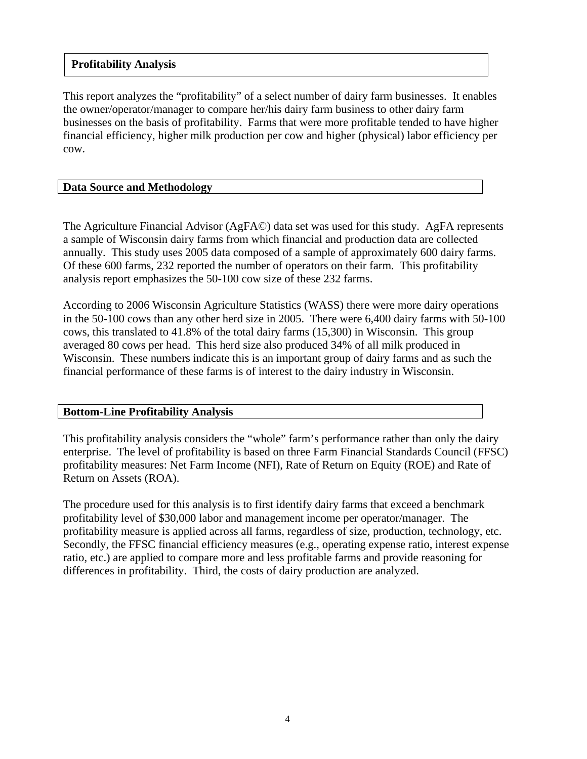## Profitability Analysis

This report analyzes the "profitability" of a select number of dairy farm businesses. It enables the owner/operator/manager to compare her/his dairy farm business to other dairy farm businesses on the basis of profitability. Farms that were more profitable tended to have higher financial efficiency, higher milk production per cow and higher (physical) labor efficiency per cow.

## Data Source and Methodology

The Agriculture Financial Advisor (AgFA©) data set was used for this study. AgFA represents a sample of Wisconsin dairy farms from which financial and production data are collected annually. This study uses 2005 data composed of a sample of approximately 600 dairy farms. Of these 600 farms, 232 reported the number of operators on their farm. This profitability analysis report emphasizes the 50-100 cow size of these 232 farms.

According to 2006 Wisconsin Agriculture Statistics (WASS) there were more dairy operations in the 50-100 cows than any other herd size in 2005. There were 6,400 dairy farms with 50-100 cows, this translated to 41.8% of the total dairy farms (15,300) in Wisconsin. This group averaged 80 cows per head. This herd size also produced 34% of all milk produced in Wisconsin. These numbers indicate this is an important group of dairy farms and as such the financial performance of these farms is of interest to the dairy industry in Wisconsin.

## Bottom-Line Profitability Analysis

This profitability analysis considers the "whole" farm's performance rather than only the dairy enterprise. The level of profitability is based on three Farm Financial Standards Council (FFSC) profitability measures: Net Farm Income (NFI), Rate of Return on Equity (ROE) and Rate of Return on Assets (ROA).

The procedure used for this analysis is to first identify dairy farms that exceed a benchmark profitability level of $30,000 labor and management income per operator/manager. The profitability measure is applied across all farms, regardless of size, production, technology, etc. Secondly, the FFSC financial efficiency measures (e.g., operating expense ratio, interest expense ratio, etc.) are applied to compare more and less profitable farms and provide reasoning for differences in profitability. Third, the costs of dairy production are analyzed.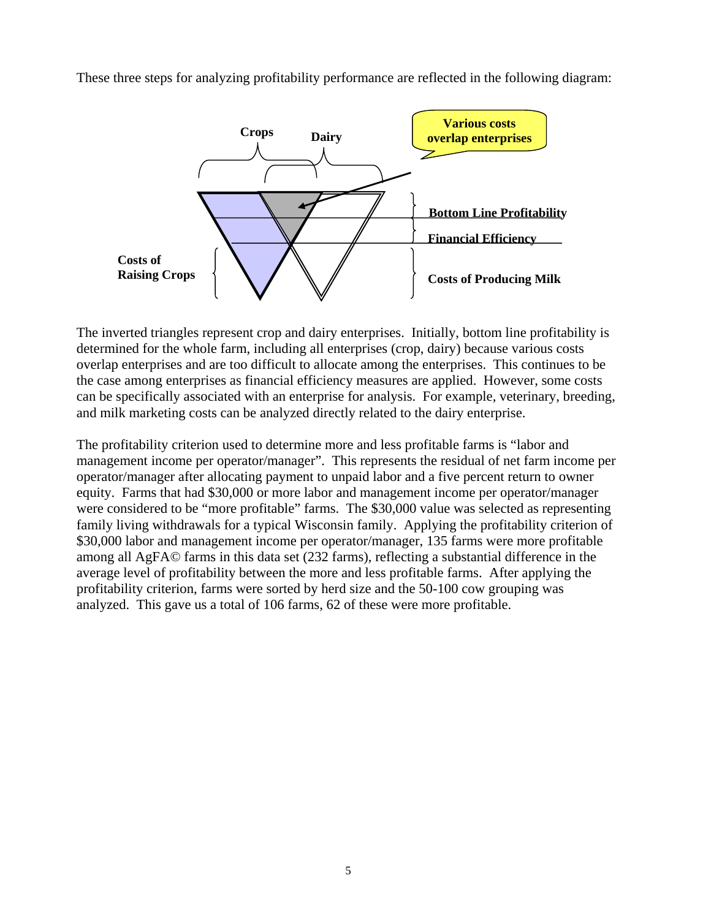These three steps for analyzing profitability performance are reflected in the following diagram:

Crops

Dairy

Various costs overlap enterprises

**Bottom Line Profitability**

**Financial Efficiency**

**Costs of Raising Crops**

**Costs of Producing Milk**

The inverted triangles represent crop and dairy enterprises. Initially, bottom line profitability is determined for the whole farm, including all enterprises (crop, dairy) because various costs overlap enterprises and are too difficult to allocate among the enterprises. This continues to be the case among enterprises as financial efficiency measures are applied. However, some costs can be specifically associated with an enterprise for analysis. For example, veterinary, breeding, and milk marketing costs can be analyzed directly related to the dairy enterprise.

The profitability criterion used to determine more and less profitable farms is "labor and management income per operator/manager". This represents the residual of net farm income per operator/manager after allocating payment to unpaid labor and a five percent return to owner equity. Farms that had $30,000 or more labor and management income per operator/manager were considered to be "more profitable" farms. The $30,000 value was selected as representing family living withdrawals for a typical Wisconsin family. Applying the profitability criterion of $30,000 labor and management income per operator/manager, 135 farms were more profitable among all AgFA© farms in this data set (232 farms), reflecting a substantial difference in the average level of profitability between the more and less profitable farms. After applying the profitability criterion, farms were sorted by herd size and the 50-100 cow grouping was analyzed. This gave us a total of 106 farms, 62 of these were more profitable.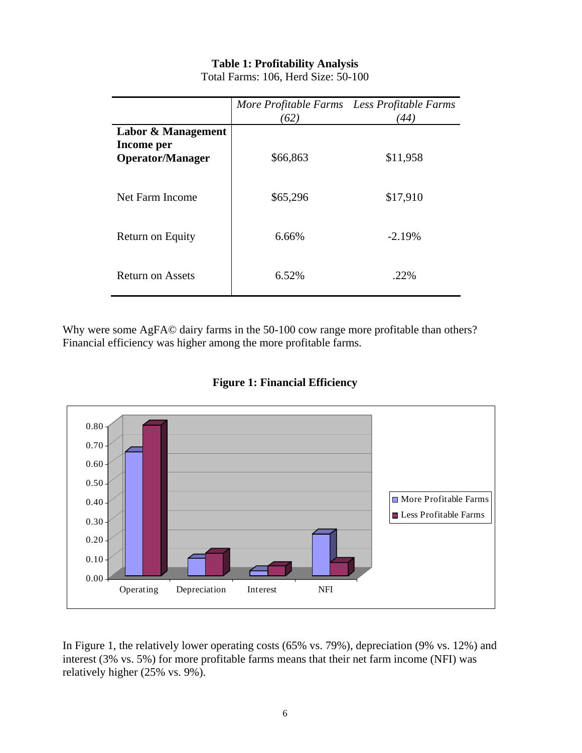**Table 1: Profitability Analysis**

Total Farms: 106, Herd Size: 50-100

| | *More Profitable Farms (62)* | *Less Profitable Farms (44)* |
|---|---|---|
| **Labor & Management Income per Operator/Manager** | $66,863 | $11,958 |
| Net Farm Income | $65,296 | $17,910 |
| Return on Equity | 6.66% | -2.19% |
| Return on Assets | 6.52% | .22% |

Why were some AgFA© dairy farms in the 50-100 cow range more profitable than others? Financial efficiency was higher among the more profitable farms.

**Figure 1: Financial Efficiency**

In Figure 1, the relatively lower operating costs (65% vs. 79%), depreciation (9% vs. 12%) and interest (3% vs. 5%) for more profitable farms means that their net farm income (NFI) was relatively higher (25% vs. 9%).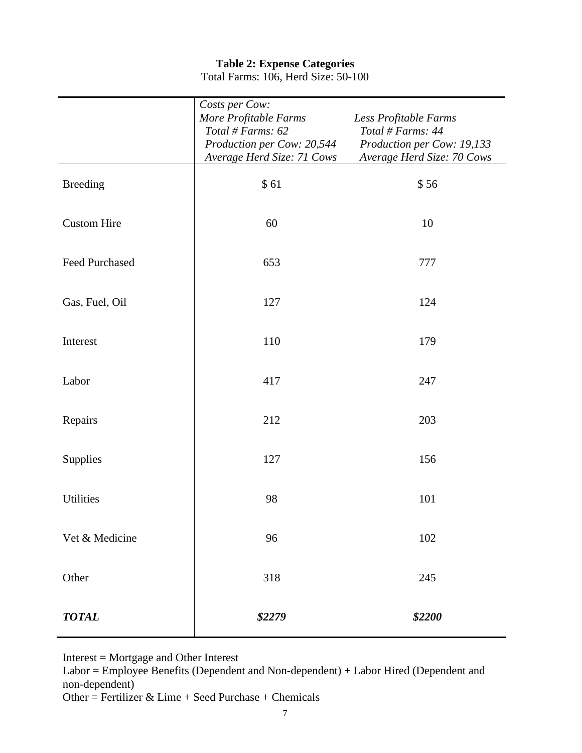**Table 2: Expense Categories**

Total Farms: 106, Herd Size: 50-100

| | *Costs per Cow:* *More Profitable Farms* *Total # Farms: 62* *Production per Cow: 20,544* *Average Herd Size: 71 Cows* | *Less Profitable Farms* *Total # Farms: 44* *Production per Cow: 19,133* *Average Herd Size: 70 Cows* |
|---|---|---|
| Breeding | $ 61 | $ 56 |
| Custom Hire | 60 | 10 |
| Feed Purchased | 653 | 777 |
| Gas, Fuel, Oil | 127 | 124 |
| Interest | 110 | 179 |
| Labor | 417 | 247 |
| Repairs | 212 | 203 |
| Supplies | 127 | 156 |
| Utilities | 98 | 101 |
| Vet & Medicine | 96 | 102 |
| Other | 318 | 245 |
| ***TOTAL*** | ***$2279*** | ***$2200*** |

Interest = Mortgage and Other Interest

Labor = Employee Benefits (Dependent and Non-dependent) + Labor Hired (Dependent and non-dependent)

Other = Fertilizer & Lime + Seed Purchase + Chemicals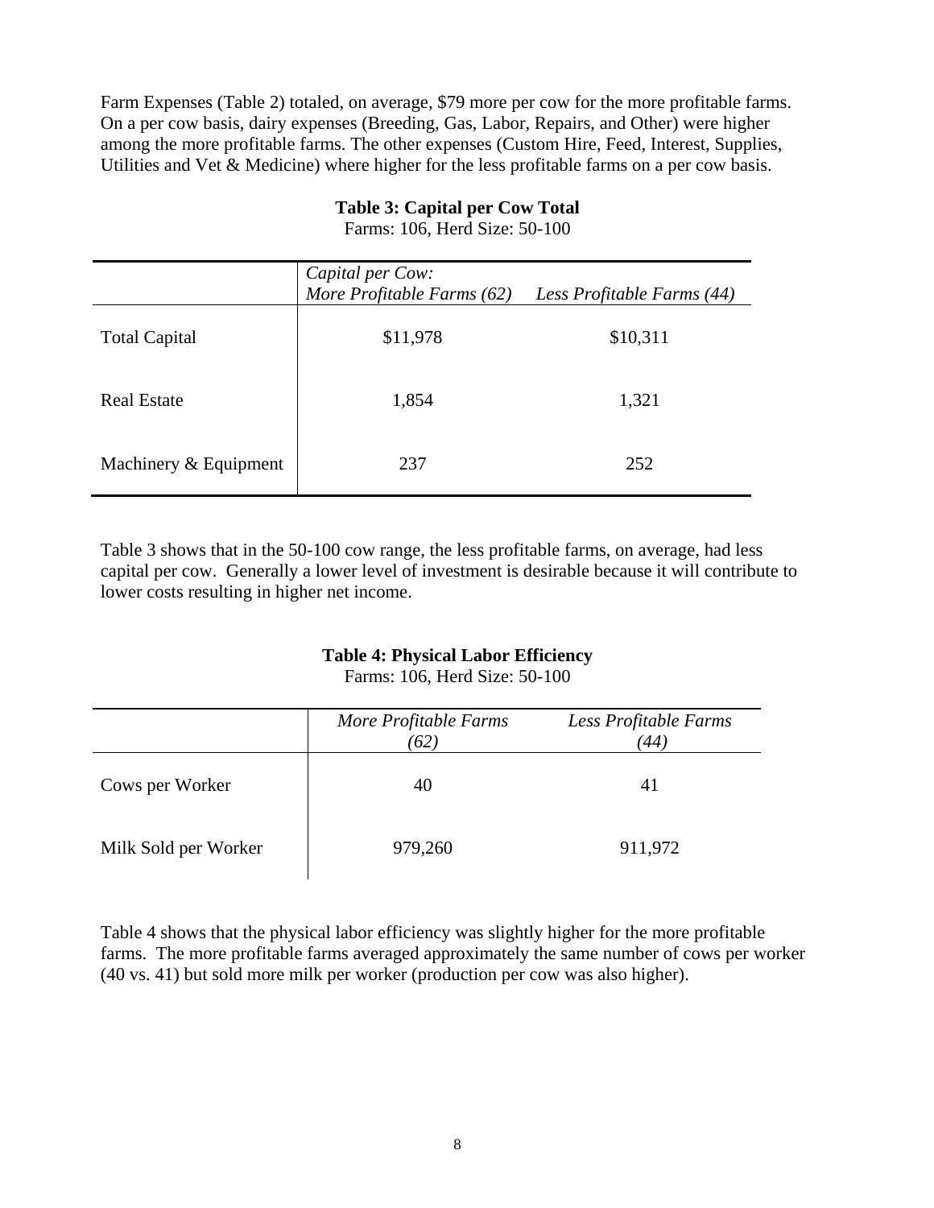Farm Expenses (Table 2) totaled, on average, $79 more per cow for the more profitable farms. On a per cow basis, dairy expenses (Breeding, Gas, Labor, Repairs, and Other) were higher among the more profitable farms. The other expenses (Custom Hire, Feed, Interest, Supplies, Utilities and Vet & Medicine) where higher for the less profitable farms on a per cow basis.

**Table 3: Capital per Cow Total**

Farms: 106, Herd Size: 50-100

| | *Capital per Cow:* *More Profitable Farms (62)* | *Less Profitable Farms (44)* |
|---|---|---|
| Total Capital | $11,978 | $10,311 |
| Real Estate | 1,854 | 1,321 |
| Machinery & Equipment | 237 | 252 |

Table 3 shows that in the 50-100 cow range, the less profitable farms, on average, had less capital per cow. Generally a lower level of investment is desirable because it will contribute to lower costs resulting in higher net income.

**Table 4: Physical Labor Efficiency**

Farms: 106, Herd Size: 50-100

| | *More Profitable Farms (62)* | *Less Profitable Farms (44)* |
|---|---|---|
| Cows per Worker | 40 | 41 |
| Milk Sold per Worker | 979,260 | 911,972 |

Table 4 shows that the physical labor efficiency was slightly higher for the more profitable farms. The more profitable farms averaged approximately the same number of cows per worker (40 vs. 41) but sold more milk per worker (production per cow was also higher).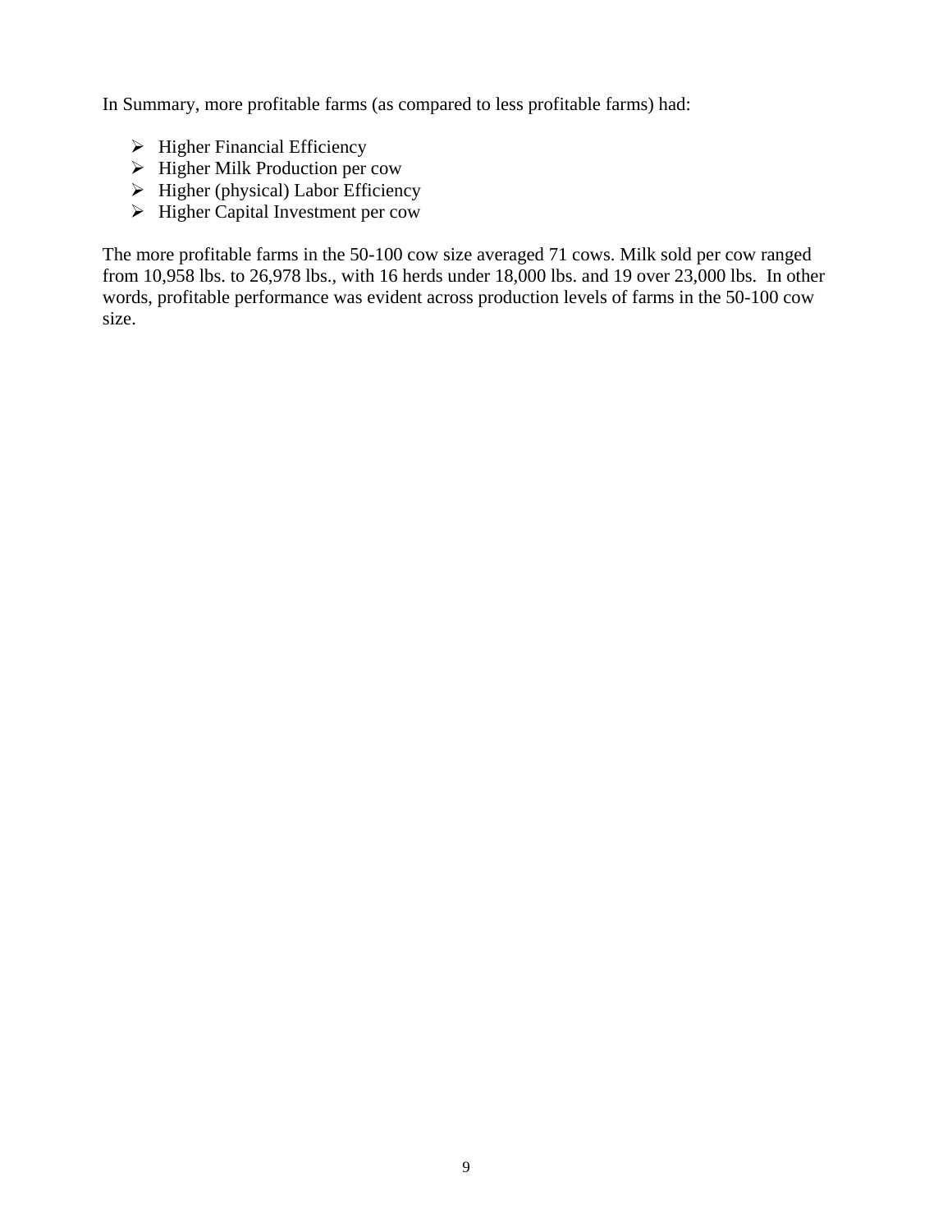In Summary, more profitable farms (as compared to less profitable farms) had:

- Higher Financial Efficiency
- Higher Milk Production per cow
- Higher (physical) Labor Efficiency
- Higher Capital Investment per cow

The more profitable farms in the 50-100 cow size averaged 71 cows. Milk sold per cow ranged from 10,958 lbs. to 26,978 lbs., with 16 herds under 18,000 lbs. and 19 over 23,000 lbs. In other words, profitable performance was evident across production levels of farms in the 50-100 cow size.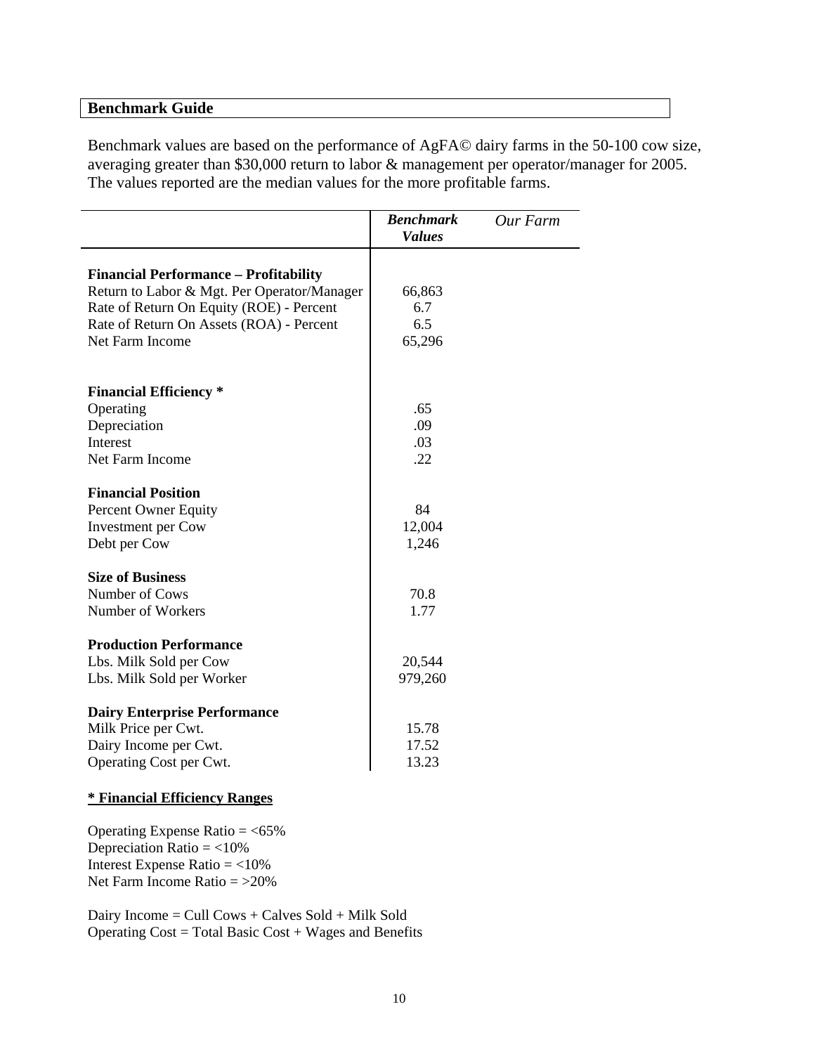## Benchmark Guide

Benchmark values are based on the performance of AgFA© dairy farms in the 50-100 cow size, averaging greater than $30,000 return to labor & management per operator/manager for 2005. The values reported are the median values for the more profitable farms.

| | ***Benchmark Values*** | *Our Farm* |
|---|---|---|
| **Financial Performance – Profitability** | | |
| Return to Labor & Mgt. Per Operator/Manager | 66,863 | |
| Rate of Return On Equity (ROE) - Percent | 6.7 | |
| Rate of Return On Assets (ROA) - Percent | 6.5 | |
| Net Farm Income | 65,296 | |
| **Financial Efficiency *** | | |
| Operating | .65 | |
| Depreciation | .09 | |
| Interest | .03 | |
| Net Farm Income | .22 | |
| **Financial Position** | | |
| Percent Owner Equity | 84 | |
| Investment per Cow | 12,004 | |
| Debt per Cow | 1,246 | |
| **Size of Business** | | |
| Number of Cows | 70.8 | |
| Number of Workers | 1.77 | |
| **Production Performance** | | |
| Lbs. Milk Sold per Cow | 20,544 | |
| Lbs. Milk Sold per Worker | 979,260 | |
| **Dairy Enterprise Performance** | | |
| Milk Price per Cwt. | 15.78 | |
| Dairy Income per Cwt. | 17.52 | |
| Operating Cost per Cwt. | 13.23 | |

**<u>* Financial Efficiency Ranges</u>**

Operating Expense Ratio = <65%
Depreciation Ratio = <10%
Interest Expense Ratio = <10%
Net Farm Income Ratio = >20%

Dairy Income = Cull Cows + Calves Sold + Milk Sold
Operating Cost = Total Basic Cost + Wages and Benefits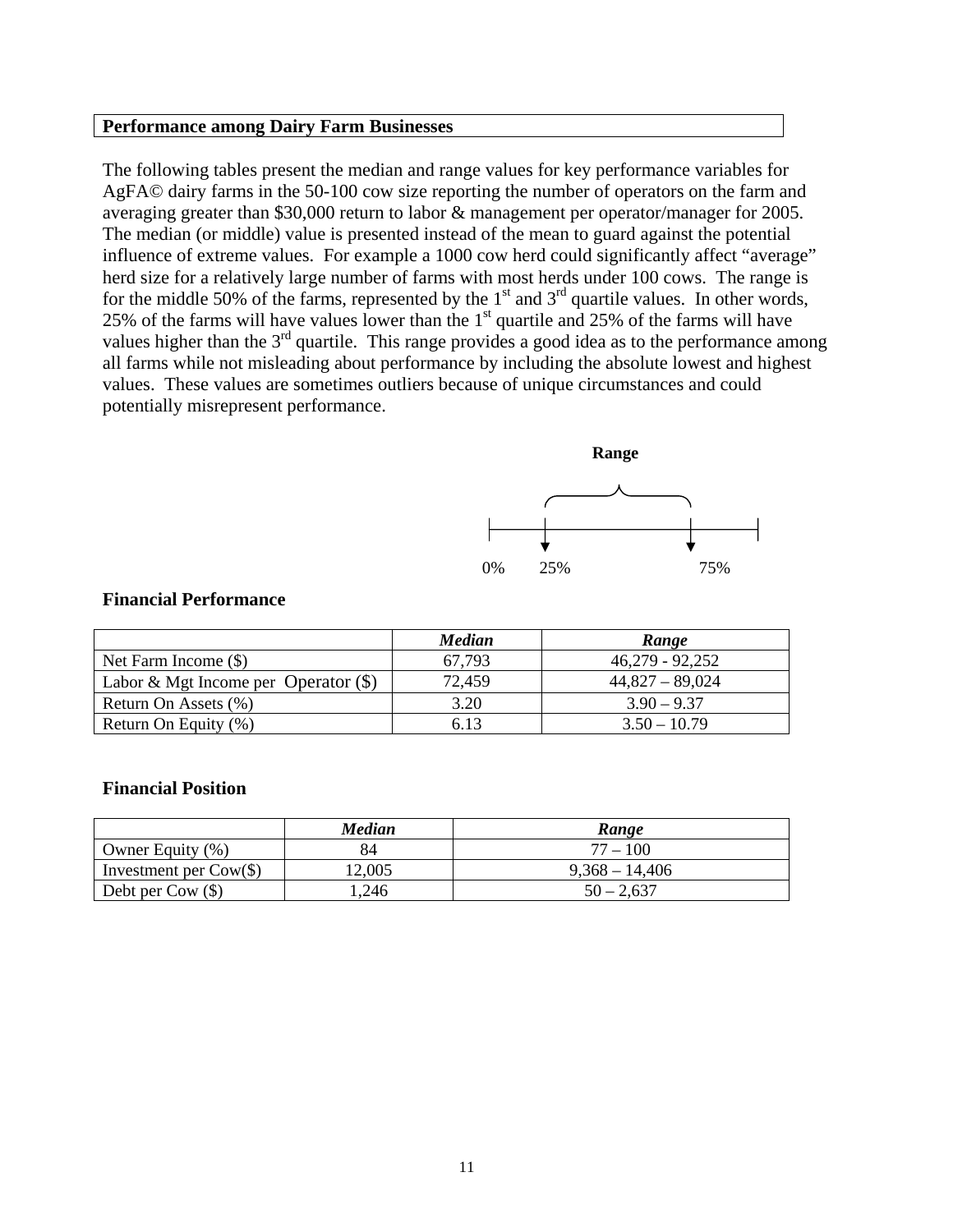## Performance among Dairy Farm Businesses

The following tables present the median and range values for key performance variables for AgFA© dairy farms in the 50-100 cow size reporting the number of operators on the farm and averaging greater than $30,000 return to labor & management per operator/manager for 2005. The median (or middle) value is presented instead of the mean to guard against the potential influence of extreme values. For example a 1000 cow herd could significantly affect "average" herd size for a relatively large number of farms with most herds under 100 cows. The range is for the middle 50% of the farms, represented by the 1st and 3rd quartile values. In other words, 25% of the farms will have values lower than the 1st quartile and 25% of the farms will have values higher than the 3rd quartile. This range provides a good idea as to the performance among all farms while not misleading about performance by including the absolute lowest and highest values. These values are sometimes outliers because of unique circumstances and could potentially misrepresent performance.

Range

0% 25% 75%

### Financial Performance

| | *Median* | *Range* |
|---|---|---|
| Net Farm Income ($) | 67,793 | 46,279 - 92,252 |
| Labor & Mgt Income per Operator ($) | 72,459 | 44,827 – 89,024 |
| Return On Assets (%) | 3.20 | 3.90 – 9.37 |
| Return On Equity (%) | 6.13 | 3.50 – 10.79 |

### Financial Position

| | *Median* | *Range* |
|---|---|---|
| Owner Equity (%) | 84 | 77 – 100 |
| Investment per Cow($) | 12,005 | 9,368 – 14,406 |
| Debt per Cow ($) | 1,246 | 50 – 2,637 |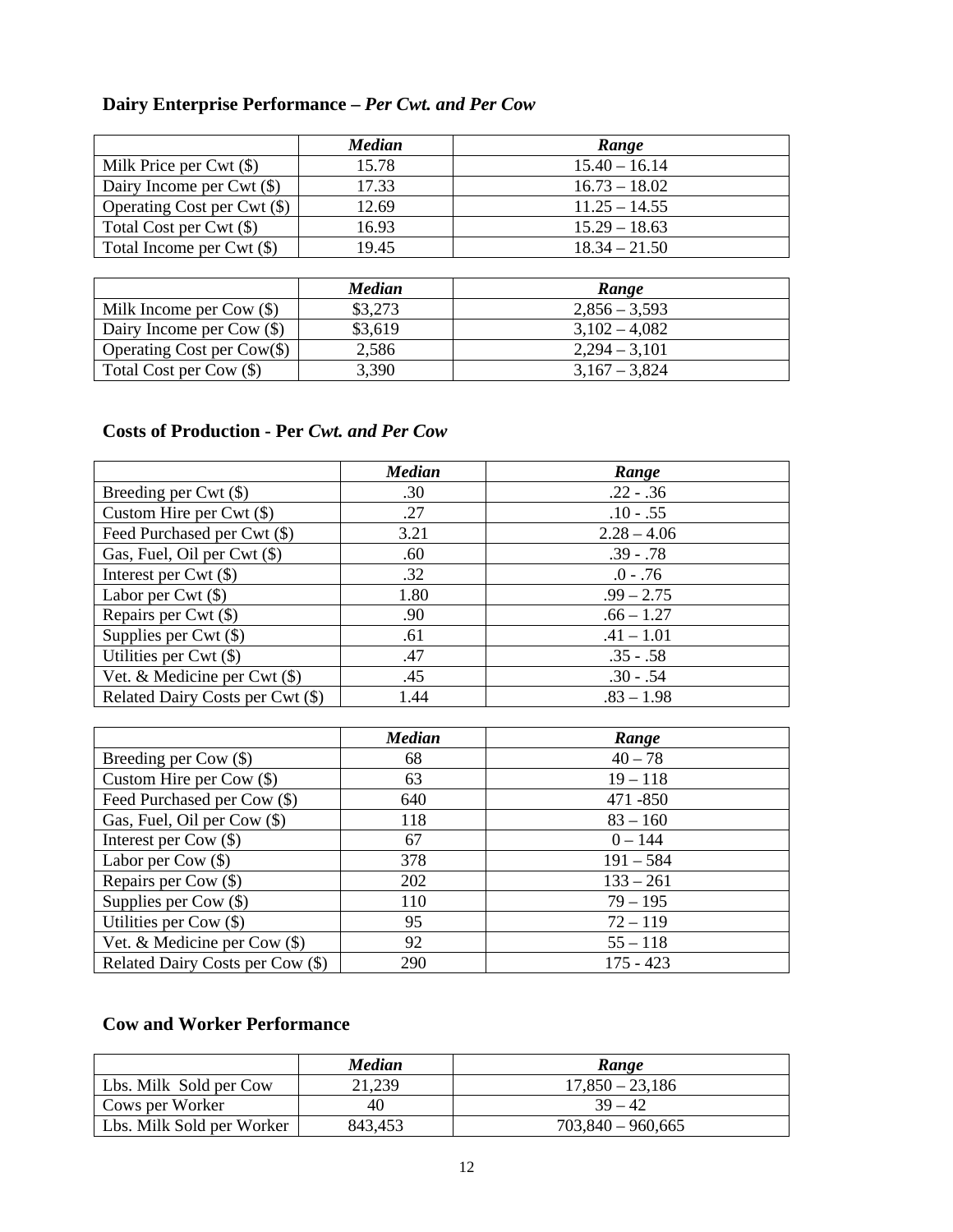## **Dairy Enterprise Performance –** ***Per Cwt. and Per Cow***

| | *Median* | *Range* |
|---|---|---|
| Milk Price per Cwt ($) | 15.78 | 15.40 – 16.14 |
| Dairy Income per Cwt ($) | 17.33 | 16.73 – 18.02 |
| Operating Cost per Cwt ($) | 12.69 | 11.25 – 14.55 |
| Total Cost per Cwt ($) | 16.93 | 15.29 – 18.63 |
| Total Income per Cwt ($) | 19.45 | 18.34 – 21.50 |

| | *Median* | *Range* |
|---|---|---|
| Milk Income per Cow ($) | $3,273 | 2,856 – 3,593 |
| Dairy Income per Cow ($) | $3,619 | 3,102 – 4,082 |
| Operating Cost per Cow($) | 2,586 | 2,294 – 3,101 |
| Total Cost per Cow ($) | 3,390 | 3,167 – 3,824 |

## **Costs of Production - Per** ***Cwt. and Per Cow***

| | *Median* | *Range* |
|---|---|---|
| Breeding per Cwt ($) | .30 | .22 - .36 |
| Custom Hire per Cwt ($) | .27 | .10 - .55 |
| Feed Purchased per Cwt ($) | 3.21 | 2.28 – 4.06 |
| Gas, Fuel, Oil per Cwt ($) | .60 | .39 - .78 |
| Interest per Cwt ($) | .32 | .0 - .76 |
| Labor per Cwt ($) | 1.80 | .99 – 2.75 |
| Repairs per Cwt ($) | .90 | .66 – 1.27 |
| Supplies per Cwt ($) | .61 | .41 – 1.01 |
| Utilities per Cwt ($) | .47 | .35 - .58 |
| Vet. & Medicine per Cwt ($) | .45 | .30 - .54 |
| Related Dairy Costs per Cwt ($) | 1.44 | .83 – 1.98 |

| | *Median* | *Range* |
|---|---|---|
| Breeding per Cow ($) | 68 | 40 – 78 |
| Custom Hire per Cow ($) | 63 | 19 – 118 |
| Feed Purchased per Cow ($) | 640 | 471 -850 |
| Gas, Fuel, Oil per Cow ($) | 118 | 83 – 160 |
| Interest per Cow ($) | 67 | 0 – 144 |
| Labor per Cow ($) | 378 | 191 – 584 |
| Repairs per Cow ($) | 202 | 133 – 261 |
| Supplies per Cow ($) | 110 | 79 – 195 |
| Utilities per Cow ($) | 95 | 72 – 119 |
| Vet. & Medicine per Cow ($) | 92 | 55 – 118 |
| Related Dairy Costs per Cow ($) | 290 | 175 - 423 |

## **Cow and Worker Performance**

| | *Median* | *Range* |
|---|---|---|
| Lbs. Milk Sold per Cow | 21,239 | 17,850 – 23,186 |
| Cows per Worker | 40 | 39 – 42 |
| Lbs. Milk Sold per Worker | 843,453 | 703,840 – 960,665 |